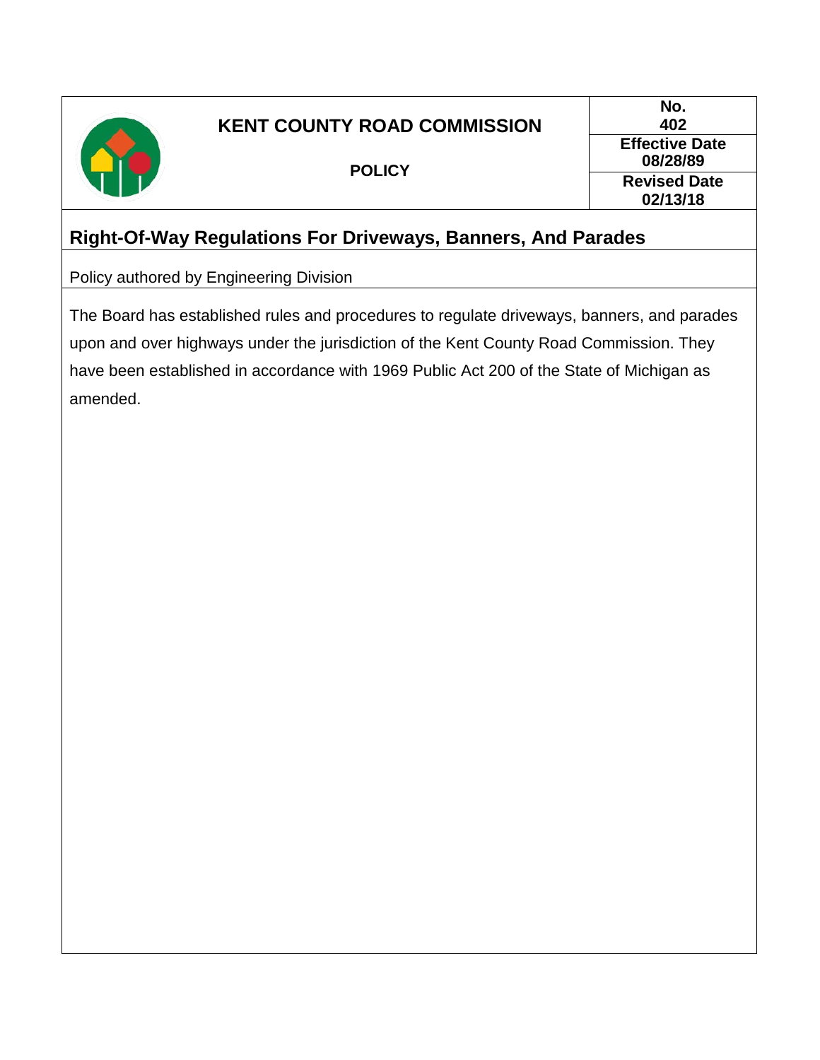# KENT COUNTY ROAD COMMISSION

**POLICY**

| No. | Effective Date | Revised Date |
|---|---|---|
| 402 | 08/28/89 | 02/13/18 |

## Right-Of-Way Regulations For Driveways, Banners, And Parades

Policy authored by Engineering Division

The Board has established rules and procedures to regulate driveways, banners, and parades upon and over highways under the jurisdiction of the Kent County Road Commission. They have been established in accordance with 1969 Public Act 200 of the State of Michigan as amended.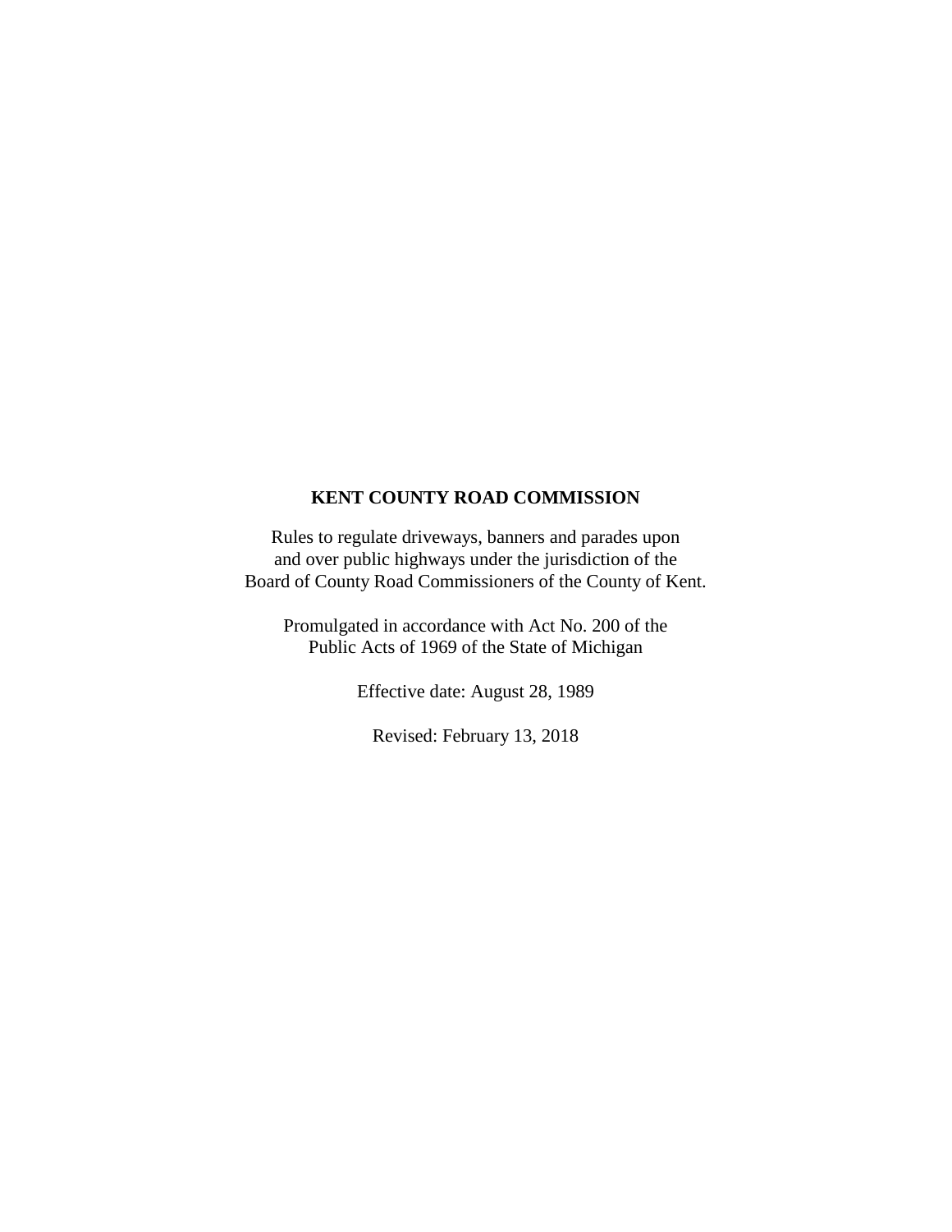**KENT COUNTY ROAD COMMISSION**

Rules to regulate driveways, banners and parades upon
and over public highways under the jurisdiction of the
Board of County Road Commissioners of the County of Kent.

Promulgated in accordance with Act No. 200 of the
Public Acts of 1969 of the State of Michigan

Effective date: August 28, 1989

Revised: February 13, 2018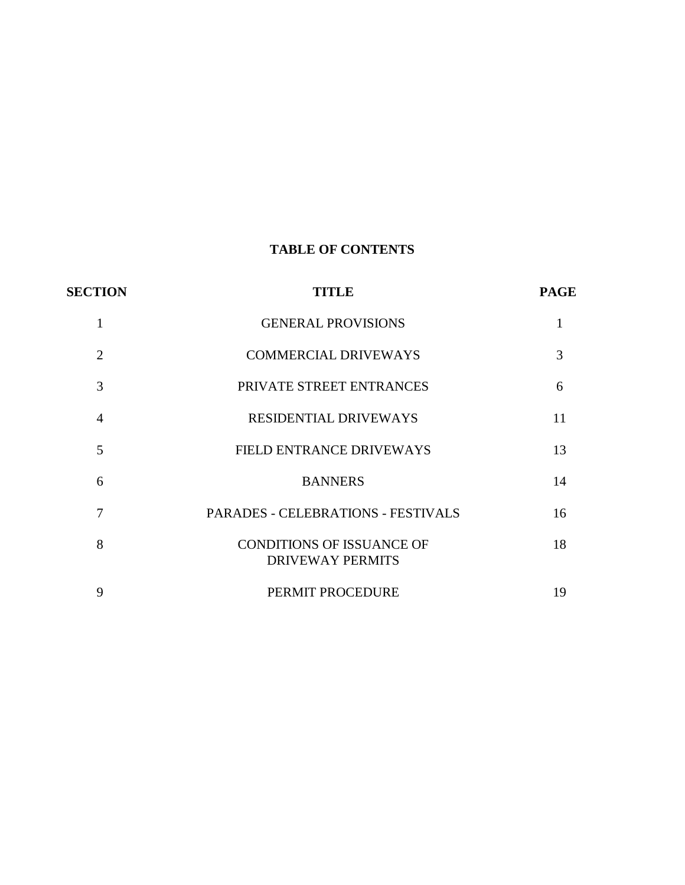# TABLE OF CONTENTS

| SECTION | TITLE | PAGE |
|---|---|---|
| 1 | GENERAL PROVISIONS | 1 |
| 2 | COMMERCIAL DRIVEWAYS | 3 |
| 3 | PRIVATE STREET ENTRANCES | 6 |
| 4 | RESIDENTIAL DRIVEWAYS | 11 |
| 5 | FIELD ENTRANCE DRIVEWAYS | 13 |
| 6 | BANNERS | 14 |
| 7 | PARADES - CELEBRATIONS - FESTIVALS | 16 |
| 8 | CONDITIONS OF ISSUANCE OF DRIVEWAY PERMITS | 18 |
| 9 | PERMIT PROCEDURE | 19 |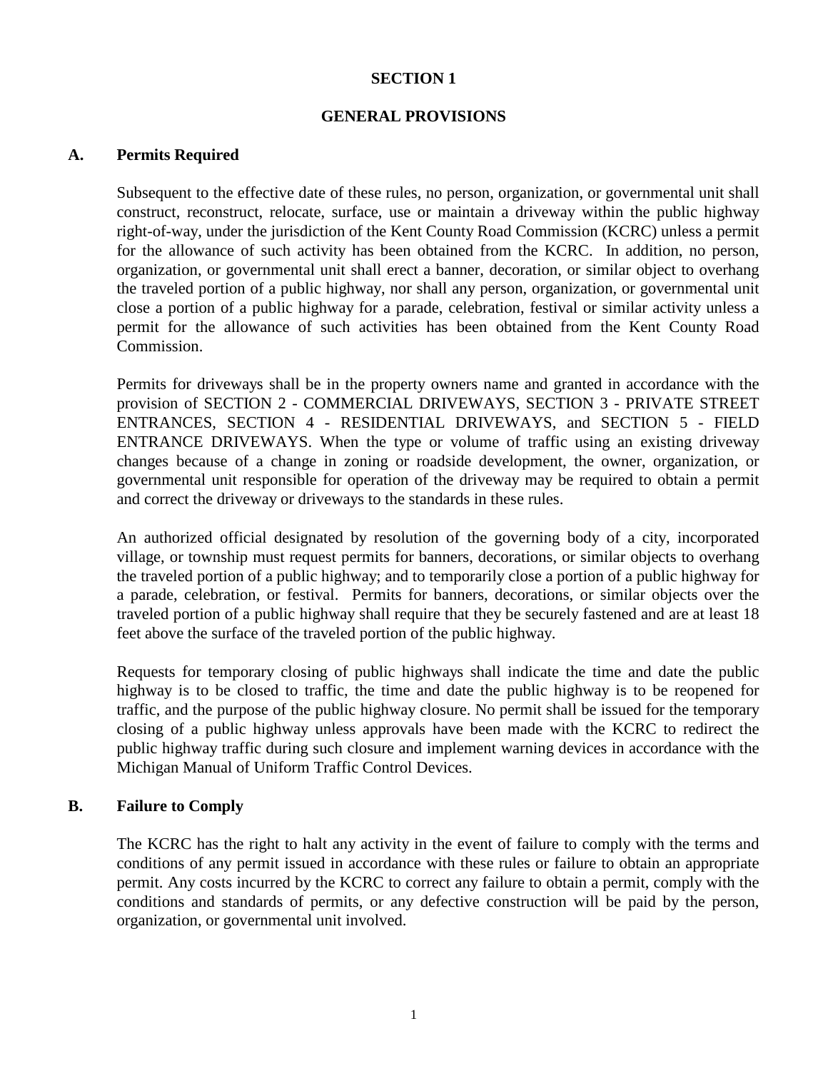# SECTION 1

## GENERAL PROVISIONS

### A. Permits Required

Subsequent to the effective date of these rules, no person, organization, or governmental unit shall construct, reconstruct, relocate, surface, use or maintain a driveway within the public highway right-of-way, under the jurisdiction of the Kent County Road Commission (KCRC) unless a permit for the allowance of such activity has been obtained from the KCRC. In addition, no person, organization, or governmental unit shall erect a banner, decoration, or similar object to overhang the traveled portion of a public highway, nor shall any person, organization, or governmental unit close a portion of a public highway for a parade, celebration, festival or similar activity unless a permit for the allowance of such activities has been obtained from the Kent County Road Commission.

Permits for driveways shall be in the property owners name and granted in accordance with the provision of SECTION 2 - COMMERCIAL DRIVEWAYS, SECTION 3 - PRIVATE STREET ENTRANCES, SECTION 4 - RESIDENTIAL DRIVEWAYS, and SECTION 5 - FIELD ENTRANCE DRIVEWAYS. When the type or volume of traffic using an existing driveway changes because of a change in zoning or roadside development, the owner, organization, or governmental unit responsible for operation of the driveway may be required to obtain a permit and correct the driveway or driveways to the standards in these rules.

An authorized official designated by resolution of the governing body of a city, incorporated village, or township must request permits for banners, decorations, or similar objects to overhang the traveled portion of a public highway; and to temporarily close a portion of a public highway for a parade, celebration, or festival. Permits for banners, decorations, or similar objects over the traveled portion of a public highway shall require that they be securely fastened and are at least 18 feet above the surface of the traveled portion of the public highway.

Requests for temporary closing of public highways shall indicate the time and date the public highway is to be closed to traffic, the time and date the public highway is to be reopened for traffic, and the purpose of the public highway closure. No permit shall be issued for the temporary closing of a public highway unless approvals have been made with the KCRC to redirect the public highway traffic during such closure and implement warning devices in accordance with the Michigan Manual of Uniform Traffic Control Devices.

### B. Failure to Comply

The KCRC has the right to halt any activity in the event of failure to comply with the terms and conditions of any permit issued in accordance with these rules or failure to obtain an appropriate permit. Any costs incurred by the KCRC to correct any failure to obtain a permit, comply with the conditions and standards of permits, or any defective construction will be paid by the person, organization, or governmental unit involved.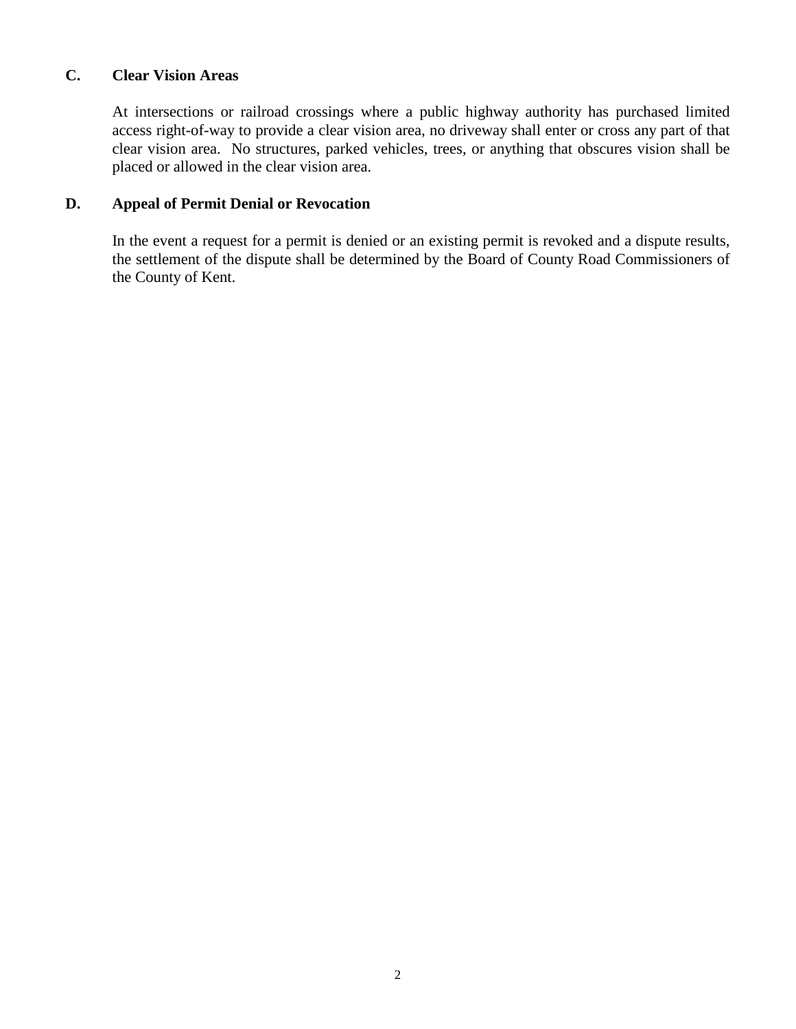### C. Clear Vision Areas

At intersections or railroad crossings where a public highway authority has purchased limited access right-of-way to provide a clear vision area, no driveway shall enter or cross any part of that clear vision area. No structures, parked vehicles, trees, or anything that obscures vision shall be placed or allowed in the clear vision area.

### D. Appeal of Permit Denial or Revocation

In the event a request for a permit is denied or an existing permit is revoked and a dispute results, the settlement of the dispute shall be determined by the Board of County Road Commissioners of the County of Kent.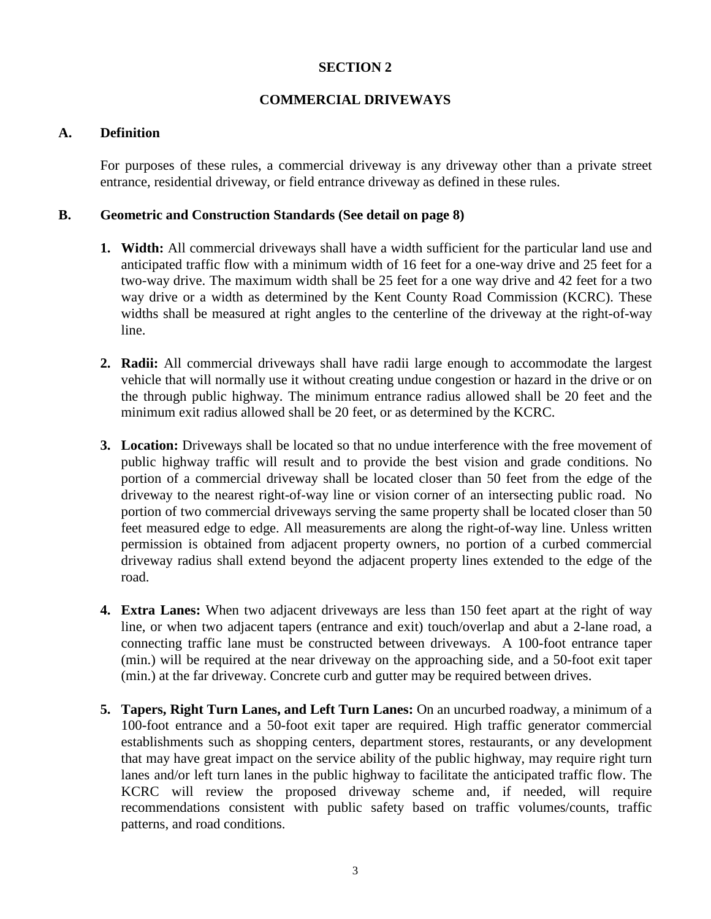# SECTION 2

## COMMERCIAL DRIVEWAYS

### A. Definition

For purposes of these rules, a commercial driveway is any driveway other than a private street entrance, residential driveway, or field entrance driveway as defined in these rules.

### B. Geometric and Construction Standards (See detail on page 8)

1. **Width:** All commercial driveways shall have a width sufficient for the particular land use and anticipated traffic flow with a minimum width of 16 feet for a one-way drive and 25 feet for a two-way drive. The maximum width shall be 25 feet for a one way drive and 42 feet for a two way drive or a width as determined by the Kent County Road Commission (KCRC). These widths shall be measured at right angles to the centerline of the driveway at the right-of-way line.

2. **Radii:** All commercial driveways shall have radii large enough to accommodate the largest vehicle that will normally use it without creating undue congestion or hazard in the drive or on the through public highway. The minimum entrance radius allowed shall be 20 feet and the minimum exit radius allowed shall be 20 feet, or as determined by the KCRC.

3. **Location:** Driveways shall be located so that no undue interference with the free movement of public highway traffic will result and to provide the best vision and grade conditions. No portion of a commercial driveway shall be located closer than 50 feet from the edge of the driveway to the nearest right-of-way line or vision corner of an intersecting public road. No portion of two commercial driveways serving the same property shall be located closer than 50 feet measured edge to edge. All measurements are along the right-of-way line. Unless written permission is obtained from adjacent property owners, no portion of a curbed commercial driveway radius shall extend beyond the adjacent property lines extended to the edge of the road.

4. **Extra Lanes:** When two adjacent driveways are less than 150 feet apart at the right of way line, or when two adjacent tapers (entrance and exit) touch/overlap and abut a 2-lane road, a connecting traffic lane must be constructed between driveways. A 100-foot entrance taper (min.) will be required at the near driveway on the approaching side, and a 50-foot exit taper (min.) at the far driveway. Concrete curb and gutter may be required between drives.

5. **Tapers, Right Turn Lanes, and Left Turn Lanes:** On an uncurbed roadway, a minimum of a 100-foot entrance and a 50-foot exit taper are required. High traffic generator commercial establishments such as shopping centers, department stores, restaurants, or any development that may have great impact on the service ability of the public highway, may require right turn lanes and/or left turn lanes in the public highway to facilitate the anticipated traffic flow. The KCRC will review the proposed driveway scheme and, if needed, will require recommendations consistent with public safety based on traffic volumes/counts, traffic patterns, and road conditions.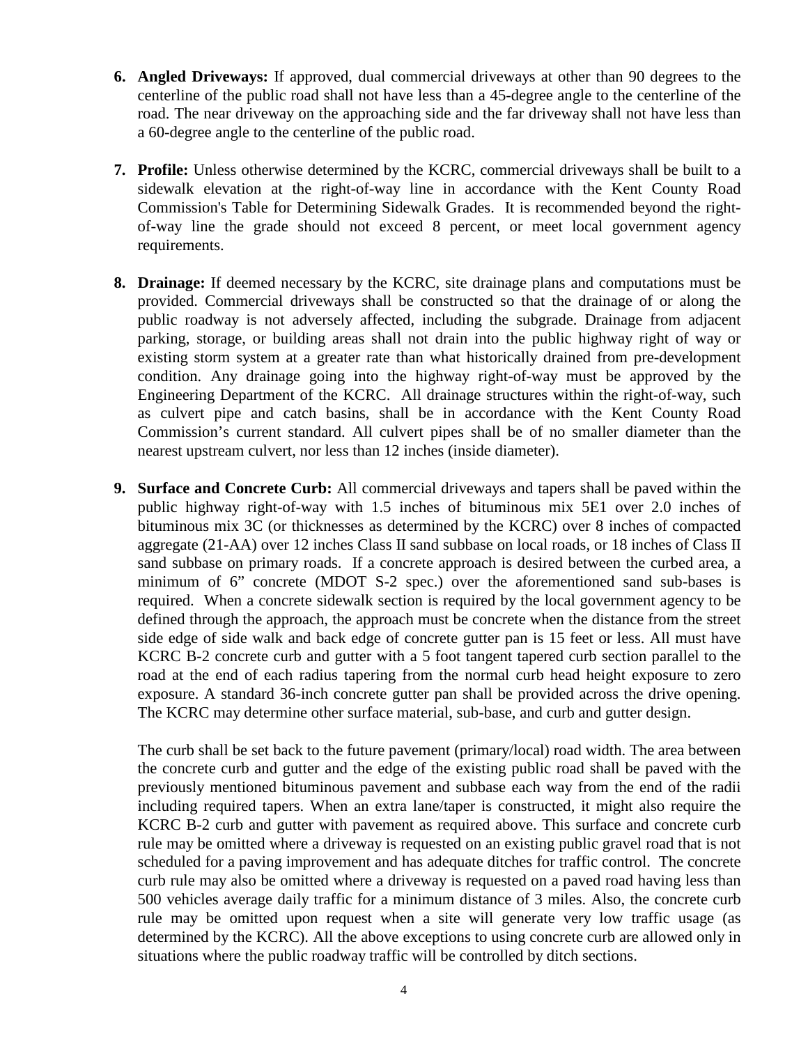6. **Angled Driveways:** If approved, dual commercial driveways at other than 90 degrees to the centerline of the public road shall not have less than a 45-degree angle to the centerline of the road. The near driveway on the approaching side and the far driveway shall not have less than a 60-degree angle to the centerline of the public road.

7. **Profile:** Unless otherwise determined by the KCRC, commercial driveways shall be built to a sidewalk elevation at the right-of-way line in accordance with the Kent County Road Commission's Table for Determining Sidewalk Grades. It is recommended beyond the right-of-way line the grade should not exceed 8 percent, or meet local government agency requirements.

8. **Drainage:** If deemed necessary by the KCRC, site drainage plans and computations must be provided. Commercial driveways shall be constructed so that the drainage of or along the public roadway is not adversely affected, including the subgrade. Drainage from adjacent parking, storage, or building areas shall not drain into the public highway right of way or existing storm system at a greater rate than what historically drained from pre-development condition. Any drainage going into the highway right-of-way must be approved by the Engineering Department of the KCRC. All drainage structures within the right-of-way, such as culvert pipe and catch basins, shall be in accordance with the Kent County Road Commission's current standard. All culvert pipes shall be of no smaller diameter than the nearest upstream culvert, nor less than 12 inches (inside diameter).

9. **Surface and Concrete Curb:** All commercial driveways and tapers shall be paved within the public highway right-of-way with 1.5 inches of bituminous mix 5E1 over 2.0 inches of bituminous mix 3C (or thicknesses as determined by the KCRC) over 8 inches of compacted aggregate (21-AA) over 12 inches Class II sand subbase on local roads, or 18 inches of Class II sand subbase on primary roads. If a concrete approach is desired between the curbed area, a minimum of 6" concrete (MDOT S-2 spec.) over the aforementioned sand sub-bases is required. When a concrete sidewalk section is required by the local government agency to be defined through the approach, the approach must be concrete when the distance from the street side edge of side walk and back edge of concrete gutter pan is 15 feet or less. All must have KCRC B-2 concrete curb and gutter with a 5 foot tangent tapered curb section parallel to the road at the end of each radius tapering from the normal curb head height exposure to zero exposure. A standard 36-inch concrete gutter pan shall be provided across the drive opening. The KCRC may determine other surface material, sub-base, and curb and gutter design.

   The curb shall be set back to the future pavement (primary/local) road width. The area between the concrete curb and gutter and the edge of the existing public road shall be paved with the previously mentioned bituminous pavement and subbase each way from the end of the radii including required tapers. When an extra lane/taper is constructed, it might also require the KCRC B-2 curb and gutter with pavement as required above. This surface and concrete curb rule may be omitted where a driveway is requested on an existing public gravel road that is not scheduled for a paving improvement and has adequate ditches for traffic control. The concrete curb rule may also be omitted where a driveway is requested on a paved road having less than 500 vehicles average daily traffic for a minimum distance of 3 miles. Also, the concrete curb rule may be omitted upon request when a site will generate very low traffic usage (as determined by the KCRC). All the above exceptions to using concrete curb are allowed only in situations where the public roadway traffic will be controlled by ditch sections.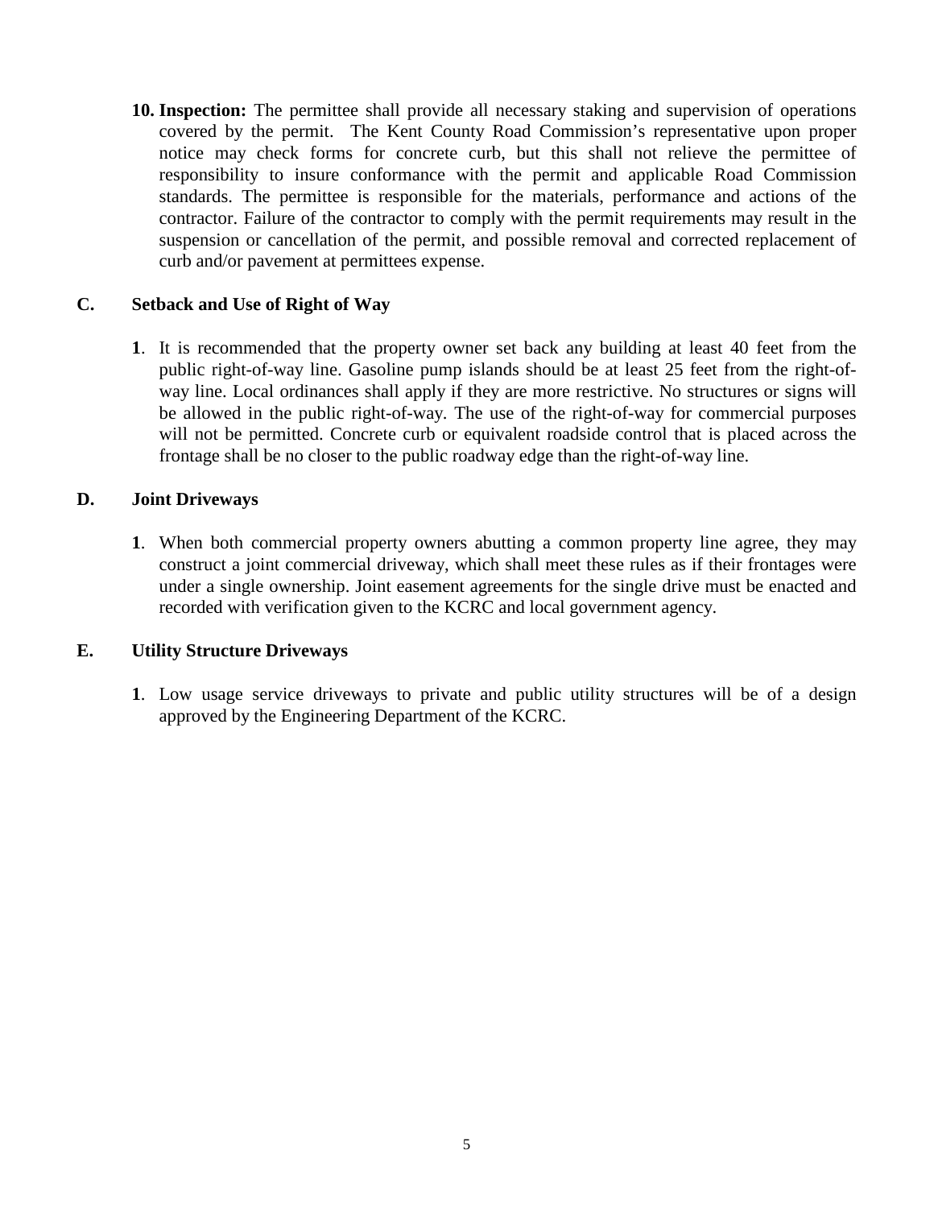10. **Inspection:** The permittee shall provide all necessary staking and supervision of operations covered by the permit. The Kent County Road Commission's representative upon proper notice may check forms for concrete curb, but this shall not relieve the permittee of responsibility to insure conformance with the permit and applicable Road Commission standards. The permittee is responsible for the materials, performance and actions of the contractor. Failure of the contractor to comply with the permit requirements may result in the suspension or cancellation of the permit, and possible removal and corrected replacement of curb and/or pavement at permittees expense.

### C. Setback and Use of Right of Way

**1**. It is recommended that the property owner set back any building at least 40 feet from the public right-of-way line. Gasoline pump islands should be at least 25 feet from the right-of-way line. Local ordinances shall apply if they are more restrictive. No structures or signs will be allowed in the public right-of-way. The use of the right-of-way for commercial purposes will not be permitted. Concrete curb or equivalent roadside control that is placed across the frontage shall be no closer to the public roadway edge than the right-of-way line.

### D. Joint Driveways

**1**. When both commercial property owners abutting a common property line agree, they may construct a joint commercial driveway, which shall meet these rules as if their frontages were under a single ownership. Joint easement agreements for the single drive must be enacted and recorded with verification given to the KCRC and local government agency.

### E. Utility Structure Driveways

**1**. Low usage service driveways to private and public utility structures will be of a design approved by the Engineering Department of the KCRC.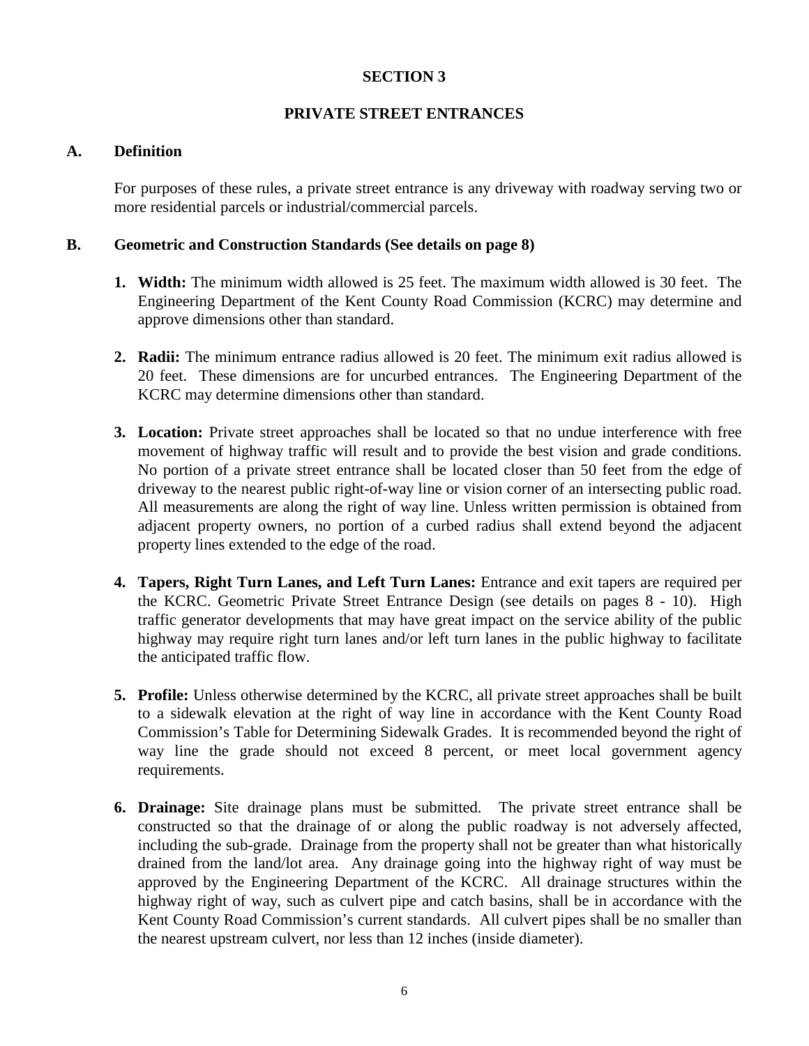# SECTION 3

## PRIVATE STREET ENTRANCES

### A. Definition

For purposes of these rules, a private street entrance is any driveway with roadway serving two or more residential parcels or industrial/commercial parcels.

### B. Geometric and Construction Standards (See details on page 8)

1. **Width:** The minimum width allowed is 25 feet. The maximum width allowed is 30 feet. The Engineering Department of the Kent County Road Commission (KCRC) may determine and approve dimensions other than standard.

2. **Radii:** The minimum entrance radius allowed is 20 feet. The minimum exit radius allowed is 20 feet. These dimensions are for uncurbed entrances. The Engineering Department of the KCRC may determine dimensions other than standard.

3. **Location:** Private street approaches shall be located so that no undue interference with free movement of highway traffic will result and to provide the best vision and grade conditions. No portion of a private street entrance shall be located closer than 50 feet from the edge of driveway to the nearest public right-of-way line or vision corner of an intersecting public road. All measurements are along the right of way line. Unless written permission is obtained from adjacent property owners, no portion of a curbed radius shall extend beyond the adjacent property lines extended to the edge of the road.

4. **Tapers, Right Turn Lanes, and Left Turn Lanes:** Entrance and exit tapers are required per the KCRC. Geometric Private Street Entrance Design (see details on pages 8 - 10). High traffic generator developments that may have great impact on the service ability of the public highway may require right turn lanes and/or left turn lanes in the public highway to facilitate the anticipated traffic flow.

5. **Profile:** Unless otherwise determined by the KCRC, all private street approaches shall be built to a sidewalk elevation at the right of way line in accordance with the Kent County Road Commission's Table for Determining Sidewalk Grades. It is recommended beyond the right of way line the grade should not exceed 8 percent, or meet local government agency requirements.

6. **Drainage:** Site drainage plans must be submitted. The private street entrance shall be constructed so that the drainage of or along the public roadway is not adversely affected, including the sub-grade. Drainage from the property shall not be greater than what historically drained from the land/lot area. Any drainage going into the highway right of way must be approved by the Engineering Department of the KCRC. All drainage structures within the highway right of way, such as culvert pipe and catch basins, shall be in accordance with the Kent County Road Commission's current standards. All culvert pipes shall be no smaller than the nearest upstream culvert, nor less than 12 inches (inside diameter).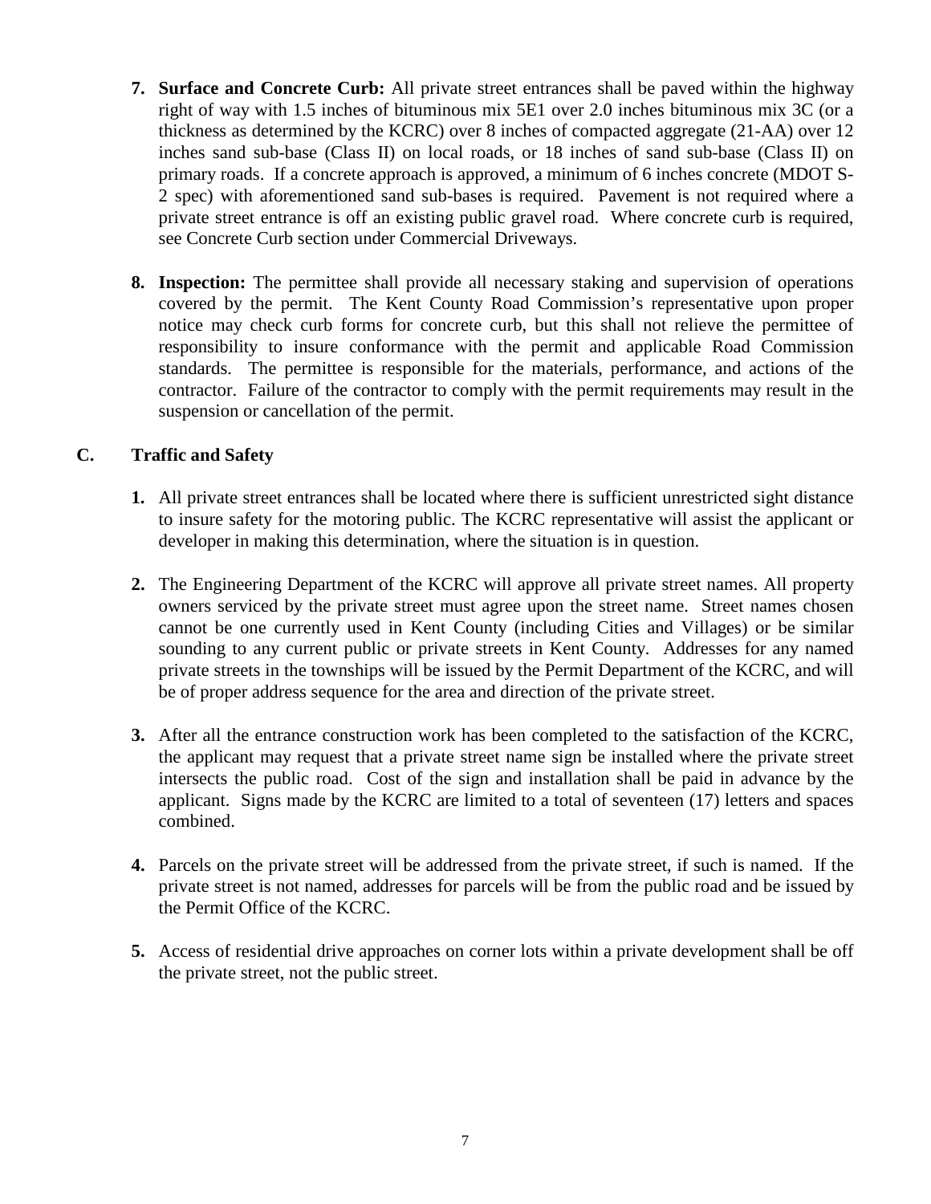7. **Surface and Concrete Curb:** All private street entrances shall be paved within the highway right of way with 1.5 inches of bituminous mix 5E1 over 2.0 inches bituminous mix 3C (or a thickness as determined by the KCRC) over 8 inches of compacted aggregate (21-AA) over 12 inches sand sub-base (Class II) on local roads, or 18 inches of sand sub-base (Class II) on primary roads. If a concrete approach is approved, a minimum of 6 inches concrete (MDOT S-2 spec) with aforementioned sand sub-bases is required. Pavement is not required where a private street entrance is off an existing public gravel road. Where concrete curb is required, see Concrete Curb section under Commercial Driveways.

8. **Inspection:** The permittee shall provide all necessary staking and supervision of operations covered by the permit. The Kent County Road Commission's representative upon proper notice may check curb forms for concrete curb, but this shall not relieve the permittee of responsibility to insure conformance with the permit and applicable Road Commission standards. The permittee is responsible for the materials, performance, and actions of the contractor. Failure of the contractor to comply with the permit requirements may result in the suspension or cancellation of the permit.

## C. Traffic and Safety

1. All private street entrances shall be located where there is sufficient unrestricted sight distance to insure safety for the motoring public. The KCRC representative will assist the applicant or developer in making this determination, where the situation is in question.

2. The Engineering Department of the KCRC will approve all private street names. All property owners serviced by the private street must agree upon the street name. Street names chosen cannot be one currently used in Kent County (including Cities and Villages) or be similar sounding to any current public or private streets in Kent County. Addresses for any named private streets in the townships will be issued by the Permit Department of the KCRC, and will be of proper address sequence for the area and direction of the private street.

3. After all the entrance construction work has been completed to the satisfaction of the KCRC, the applicant may request that a private street name sign be installed where the private street intersects the public road. Cost of the sign and installation shall be paid in advance by the applicant. Signs made by the KCRC are limited to a total of seventeen (17) letters and spaces combined.

4. Parcels on the private street will be addressed from the private street, if such is named. If the private street is not named, addresses for parcels will be from the public road and be issued by the Permit Office of the KCRC.

5. Access of residential drive approaches on corner lots within a private development shall be off the private street, not the public street.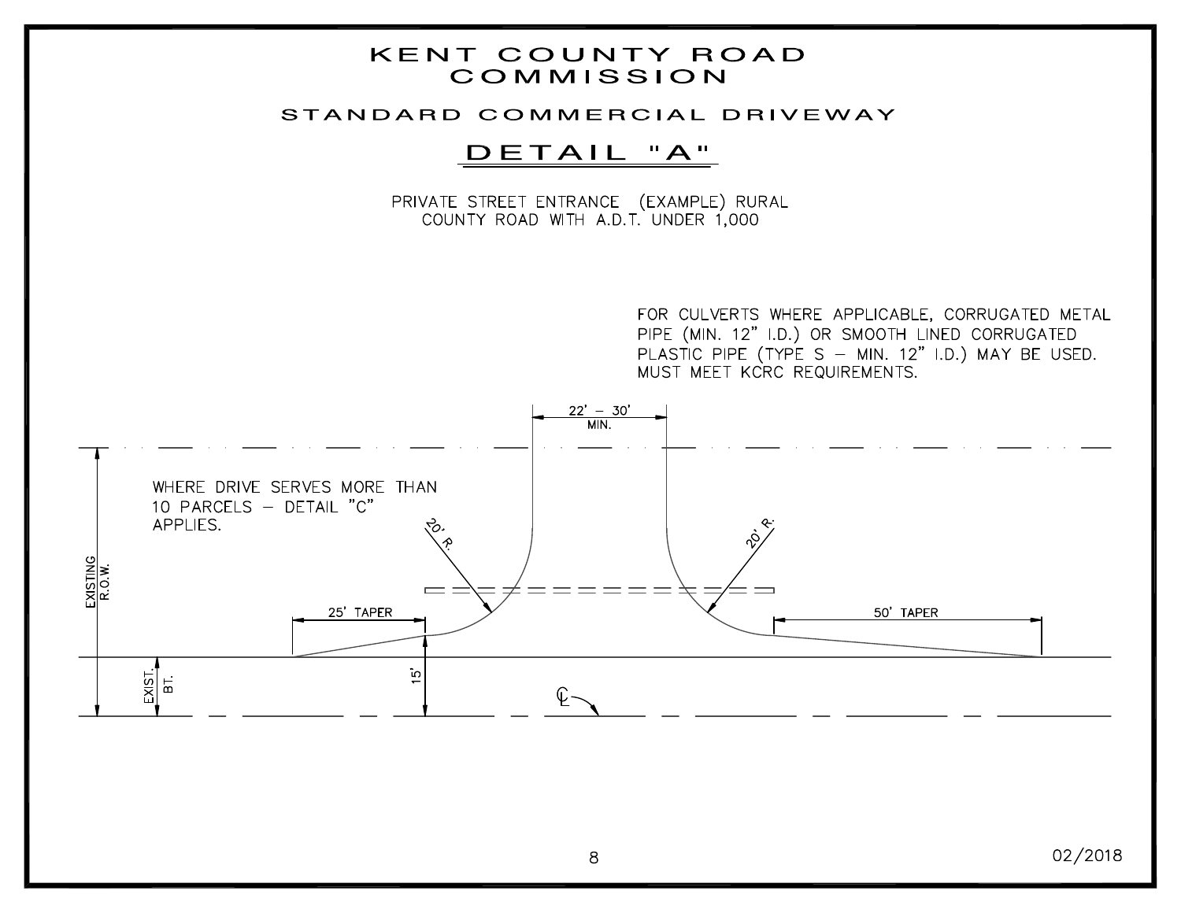# KENT COUNTY ROAD COMMISSION

## STANDARD COMMERCIAL DRIVEWAY

### DETAIL "A"

PRIVATE STREET ENTRANCE (EXAMPLE) RURAL
COUNTY ROAD WITH A.D.T. UNDER 1,000

FOR CULVERTS WHERE APPLICABLE, CORRUGATED METAL PIPE (MIN. 12" I.D.) OR SMOOTH LINED CORRUGATED PLASTIC PIPE (TYPE S – MIN. 12" I.D.) MAY BE USED. MUST MEET KCRC REQUIREMENTS.

WHERE DRIVE SERVES MORE THAN 10 PARCELS – DETAIL "C" APPLIES.

22' – 30' MIN.

20' R.

20' R.

25' TAPER

50' TAPER

15'

EXISTING R.O.W.

EXIST. BT.

℄

02/2018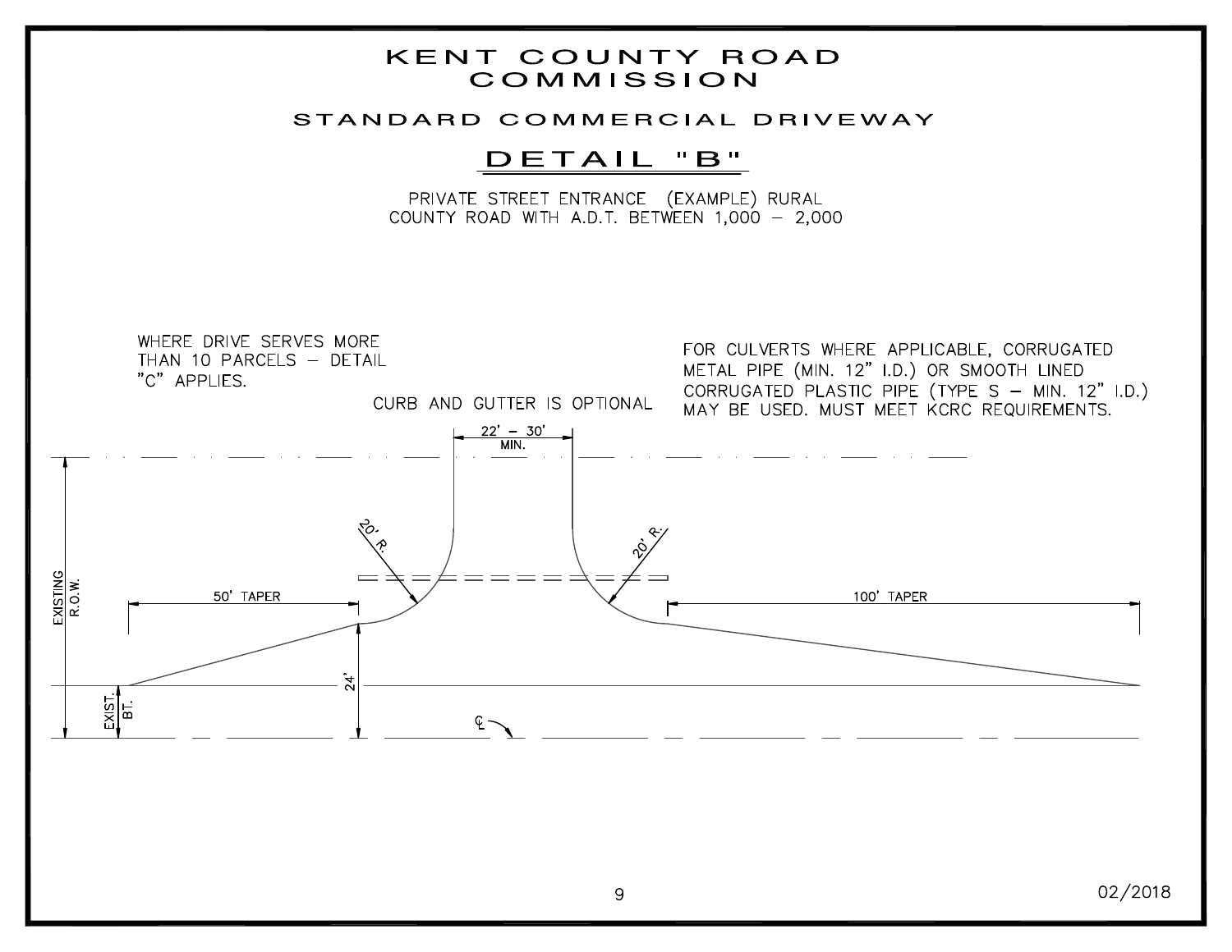# KENT COUNTY ROAD COMMISSION

## STANDARD COMMERCIAL DRIVEWAY

### DETAIL "B"

PRIVATE STREET ENTRANCE (EXAMPLE) RURAL
COUNTY ROAD WITH A.D.T. BETWEEN 1,000 – 2,000

WHERE DRIVE SERVES MORE THAN 10 PARCELS – DETAIL "C" APPLIES.

CURB AND GUTTER IS OPTIONAL

FOR CULVERTS WHERE APPLICABLE, CORRUGATED METAL PIPE (MIN. 12" I.D.) OR SMOOTH LINED CORRUGATED PLASTIC PIPE (TYPE S – MIN. 12" I.D.) MAY BE USED. MUST MEET KCRC REQUIREMENTS.

22' – 30' MIN.

20' R.

20' R.

50' TAPER

100' TAPER

EXISTING R.O.W.

24'

EXIST. BT.

℄

02/2018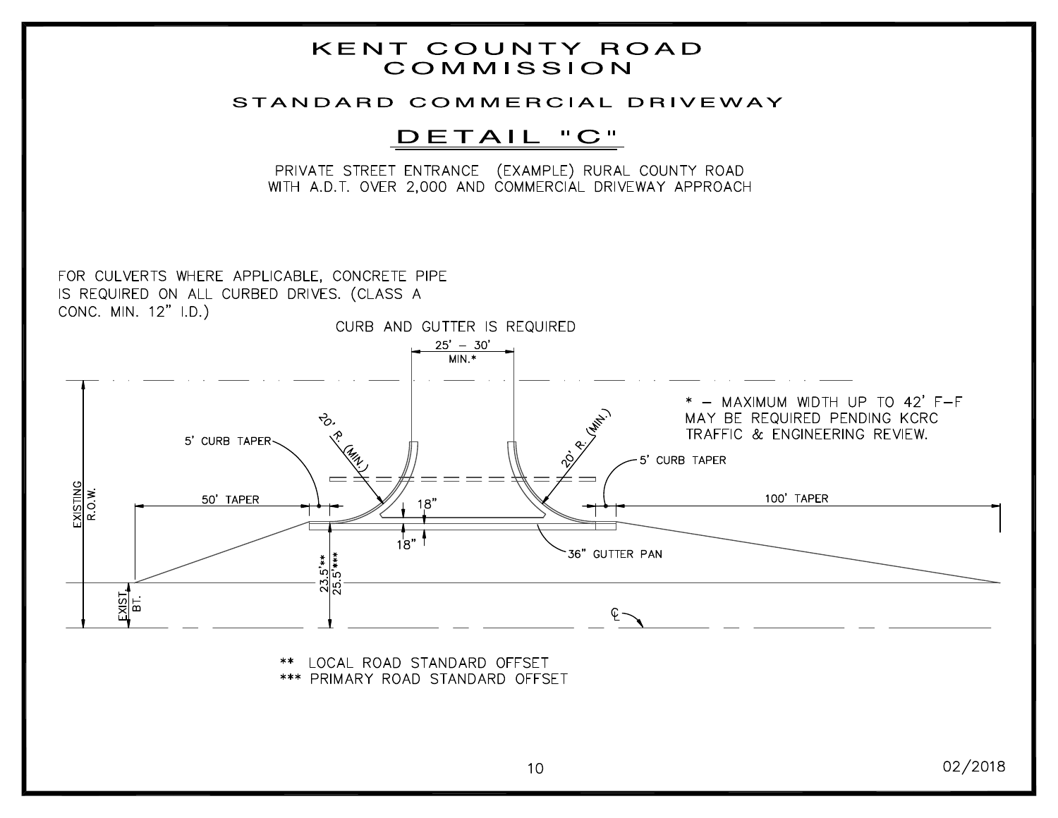# KENT COUNTY ROAD COMMISSION

## STANDARD COMMERCIAL DRIVEWAY

## DETAIL "C"

PRIVATE STREET ENTRANCE (EXAMPLE) RURAL COUNTY ROAD
WITH A.D.T. OVER 2,000 AND COMMERCIAL DRIVEWAY APPROACH

FOR CULVERTS WHERE APPLICABLE, CONCRETE PIPE IS REQUIRED ON ALL CURBED DRIVES. (CLASS A CONC. MIN. 12" I.D.)

CURB AND GUTTER IS REQUIRED

25' – 30' MIN.*

* – MAXIMUM WIDTH UP TO 42' F–F MAY BE REQUIRED PENDING KCRC TRAFFIC & ENGINEERING REVIEW.

20' R. (MIN.)

20' R. (MIN.)

5' CURB TAPER

5' CURB TAPER

50' TAPER

100' TAPER

18"

18"

36" GUTTER PAN

EXISTING R.O.W.

EXIST. BT.

23.5'**

25.5'***

℄

** LOCAL ROAD STANDARD OFFSET

*** PRIMARY ROAD STANDARD OFFSET

02/2018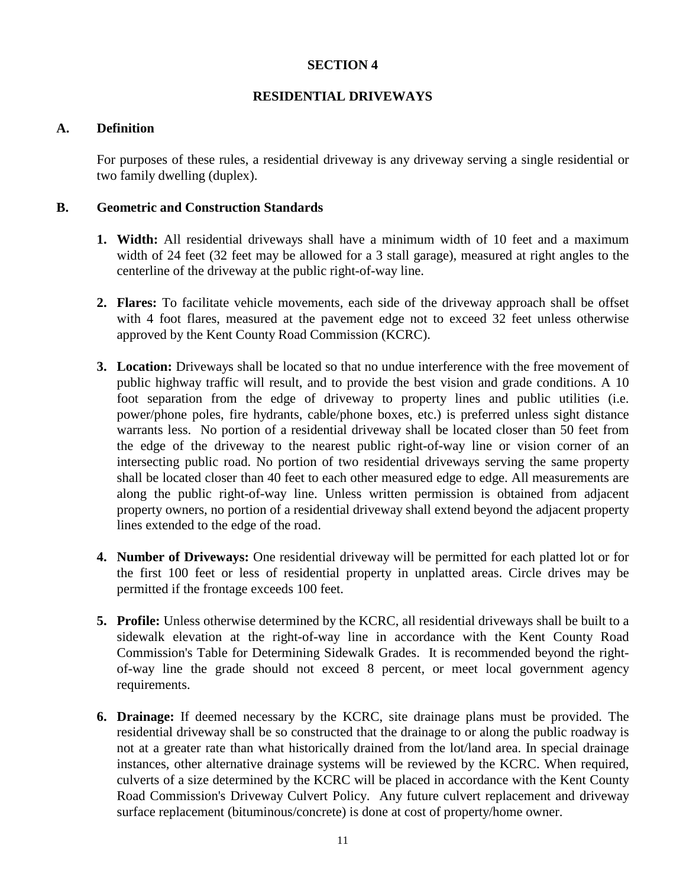# SECTION 4

# RESIDENTIAL DRIVEWAYS

## A. Definition

For purposes of these rules, a residential driveway is any driveway serving a single residential or two family dwelling (duplex).

## B. Geometric and Construction Standards

1. **Width:** All residential driveways shall have a minimum width of 10 feet and a maximum width of 24 feet (32 feet may be allowed for a 3 stall garage), measured at right angles to the centerline of the driveway at the public right-of-way line.

2. **Flares:** To facilitate vehicle movements, each side of the driveway approach shall be offset with 4 foot flares, measured at the pavement edge not to exceed 32 feet unless otherwise approved by the Kent County Road Commission (KCRC).

3. **Location:** Driveways shall be located so that no undue interference with the free movement of public highway traffic will result, and to provide the best vision and grade conditions. A 10 foot separation from the edge of driveway to property lines and public utilities (i.e. power/phone poles, fire hydrants, cable/phone boxes, etc.) is preferred unless sight distance warrants less. No portion of a residential driveway shall be located closer than 50 feet from the edge of the driveway to the nearest public right-of-way line or vision corner of an intersecting public road. No portion of two residential driveways serving the same property shall be located closer than 40 feet to each other measured edge to edge. All measurements are along the public right-of-way line. Unless written permission is obtained from adjacent property owners, no portion of a residential driveway shall extend beyond the adjacent property lines extended to the edge of the road.

4. **Number of Driveways:** One residential driveway will be permitted for each platted lot or for the first 100 feet or less of residential property in unplatted areas. Circle drives may be permitted if the frontage exceeds 100 feet.

5. **Profile:** Unless otherwise determined by the KCRC, all residential driveways shall be built to a sidewalk elevation at the right-of-way line in accordance with the Kent County Road Commission's Table for Determining Sidewalk Grades. It is recommended beyond the right-of-way line the grade should not exceed 8 percent, or meet local government agency requirements.

6. **Drainage:** If deemed necessary by the KCRC, site drainage plans must be provided. The residential driveway shall be so constructed that the drainage to or along the public roadway is not at a greater rate than what historically drained from the lot/land area. In special drainage instances, other alternative drainage systems will be reviewed by the KCRC. When required, culverts of a size determined by the KCRC will be placed in accordance with the Kent County Road Commission's Driveway Culvert Policy. Any future culvert replacement and driveway surface replacement (bituminous/concrete) is done at cost of property/home owner.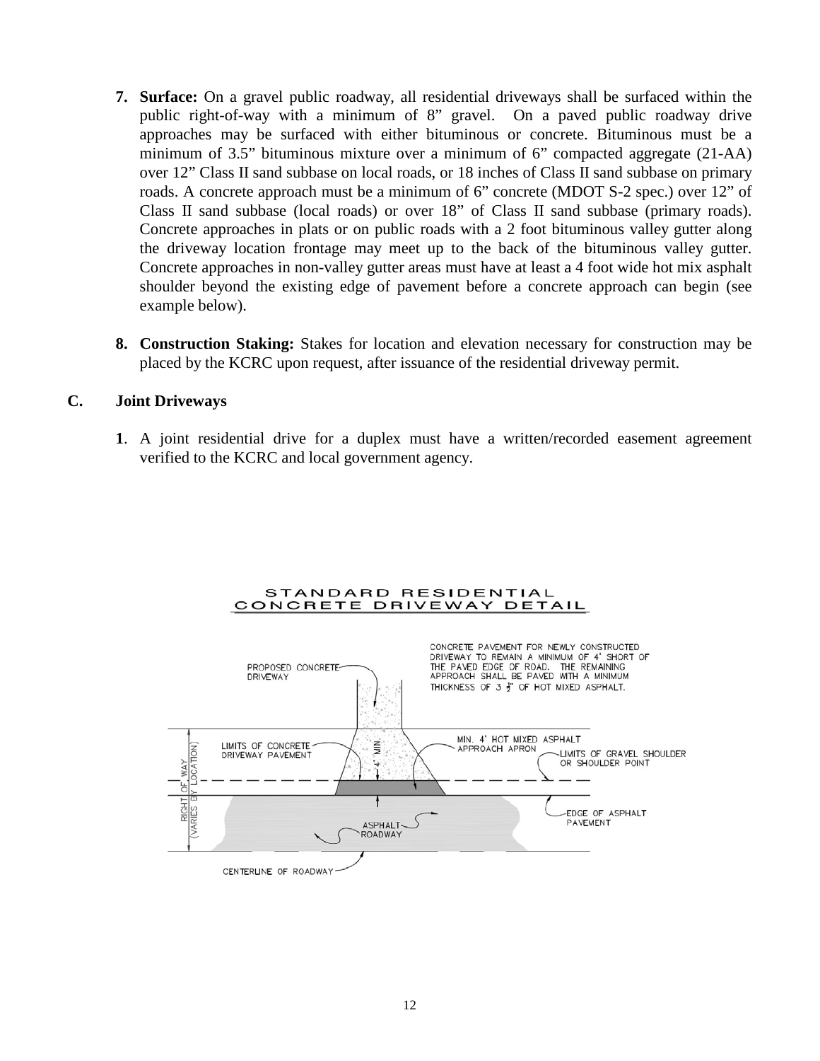7. **Surface:** On a gravel public roadway, all residential driveways shall be surfaced within the public right-of-way with a minimum of 8" gravel. On a paved public roadway drive approaches may be surfaced with either bituminous or concrete. Bituminous must be a minimum of 3.5" bituminous mixture over a minimum of 6" compacted aggregate (21-AA) over 12" Class II sand subbase on local roads, or 18 inches of Class II sand subbase on primary roads. A concrete approach must be a minimum of 6" concrete (MDOT S-2 spec.) over 12" of Class II sand subbase (local roads) or over 18" of Class II sand subbase (primary roads). Concrete approaches in plats or on public roads with a 2 foot bituminous valley gutter along the driveway location frontage may meet up to the back of the bituminous valley gutter. Concrete approaches in non-valley gutter areas must have at least a 4 foot wide hot mix asphalt shoulder beyond the existing edge of pavement before a concrete approach can begin (see example below).

8. **Construction Staking:** Stakes for location and elevation necessary for construction may be placed by the KCRC upon request, after issuance of the residential driveway permit.

## C. Joint Driveways

**1**. A joint residential drive for a duplex must have a written/recorded easement agreement verified to the KCRC and local government agency.

STANDARD RESIDENTIAL CONCRETE DRIVEWAY DETAIL

CONCRETE PAVEMENT FOR NEWLY CONSTRUCTED DRIVEWAY TO REMAIN A MINIMUM OF 4' SHORT OF THE PAVED EDGE OF ROAD. THE REMAINING APPROACH SHALL BE PAVED WITH A MINIMUM THICKNESS OF 3 ½" OF HOT MIXED ASPHALT.

PROPOSED CONCRETE DRIVEWAY

LIMITS OF CONCRETE DRIVEWAY PAVEMENT

4' MIN.

MIN. 4' HOT MIXED ASPHALT APPROACH APRON

LIMITS OF GRAVEL SHOULDER OR SHOULDER POINT

RIGHT OF WAY (VARIES BY LOCATION)

EDGE OF ASPHALT PAVEMENT

ASPHALT ROADWAY

CENTERLINE OF ROADWAY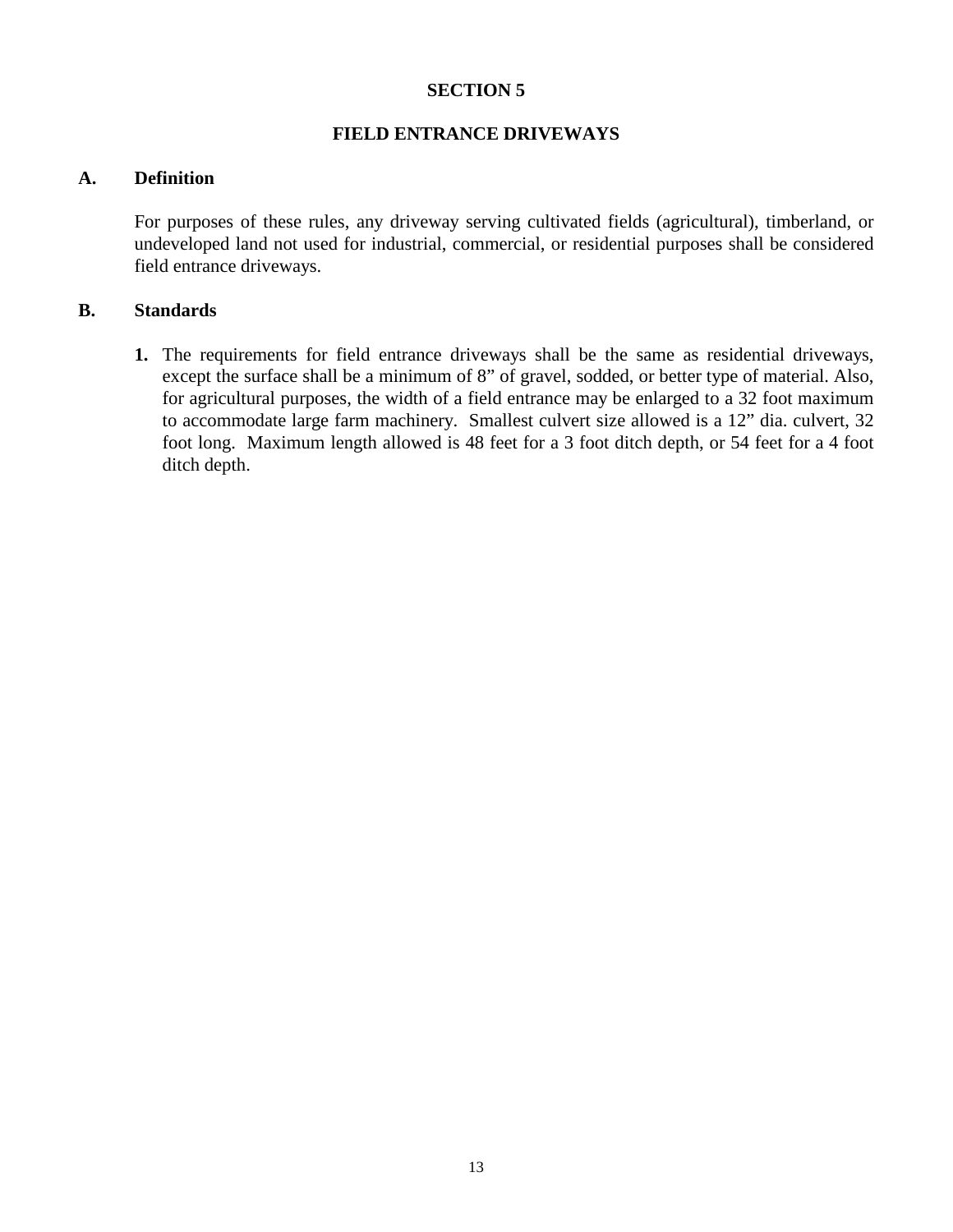# SECTION 5

## FIELD ENTRANCE DRIVEWAYS

### A. Definition

For purposes of these rules, any driveway serving cultivated fields (agricultural), timberland, or undeveloped land not used for industrial, commercial, or residential purposes shall be considered field entrance driveways.

### B. Standards

1. The requirements for field entrance driveways shall be the same as residential driveways, except the surface shall be a minimum of 8” of gravel, sodded, or better type of material. Also, for agricultural purposes, the width of a field entrance may be enlarged to a 32 foot maximum to accommodate large farm machinery. Smallest culvert size allowed is a 12” dia. culvert, 32 foot long. Maximum length allowed is 48 feet for a 3 foot ditch depth, or 54 feet for a 4 foot ditch depth.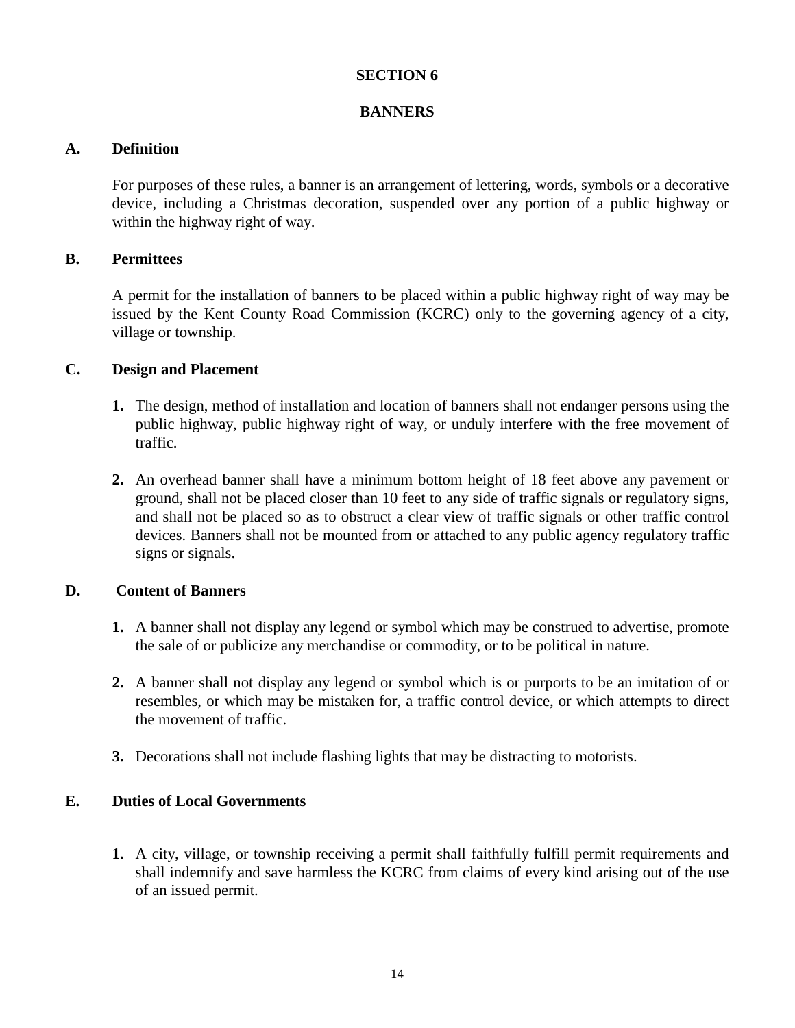# SECTION 6

# BANNERS

## A. Definition

For purposes of these rules, a banner is an arrangement of lettering, words, symbols or a decorative device, including a Christmas decoration, suspended over any portion of a public highway or within the highway right of way.

## B. Permittees

A permit for the installation of banners to be placed within a public highway right of way may be issued by the Kent County Road Commission (KCRC) only to the governing agency of a city, village or township.

## C. Design and Placement

1. The design, method of installation and location of banners shall not endanger persons using the public highway, public highway right of way, or unduly interfere with the free movement of traffic.

2. An overhead banner shall have a minimum bottom height of 18 feet above any pavement or ground, shall not be placed closer than 10 feet to any side of traffic signals or regulatory signs, and shall not be placed so as to obstruct a clear view of traffic signals or other traffic control devices. Banners shall not be mounted from or attached to any public agency regulatory traffic signs or signals.

## D. Content of Banners

1. A banner shall not display any legend or symbol which may be construed to advertise, promote the sale of or publicize any merchandise or commodity, or to be political in nature.

2. A banner shall not display any legend or symbol which is or purports to be an imitation of or resembles, or which may be mistaken for, a traffic control device, or which attempts to direct the movement of traffic.

3. Decorations shall not include flashing lights that may be distracting to motorists.

## E. Duties of Local Governments

1. A city, village, or township receiving a permit shall faithfully fulfill permit requirements and shall indemnify and save harmless the KCRC from claims of every kind arising out of the use of an issued permit.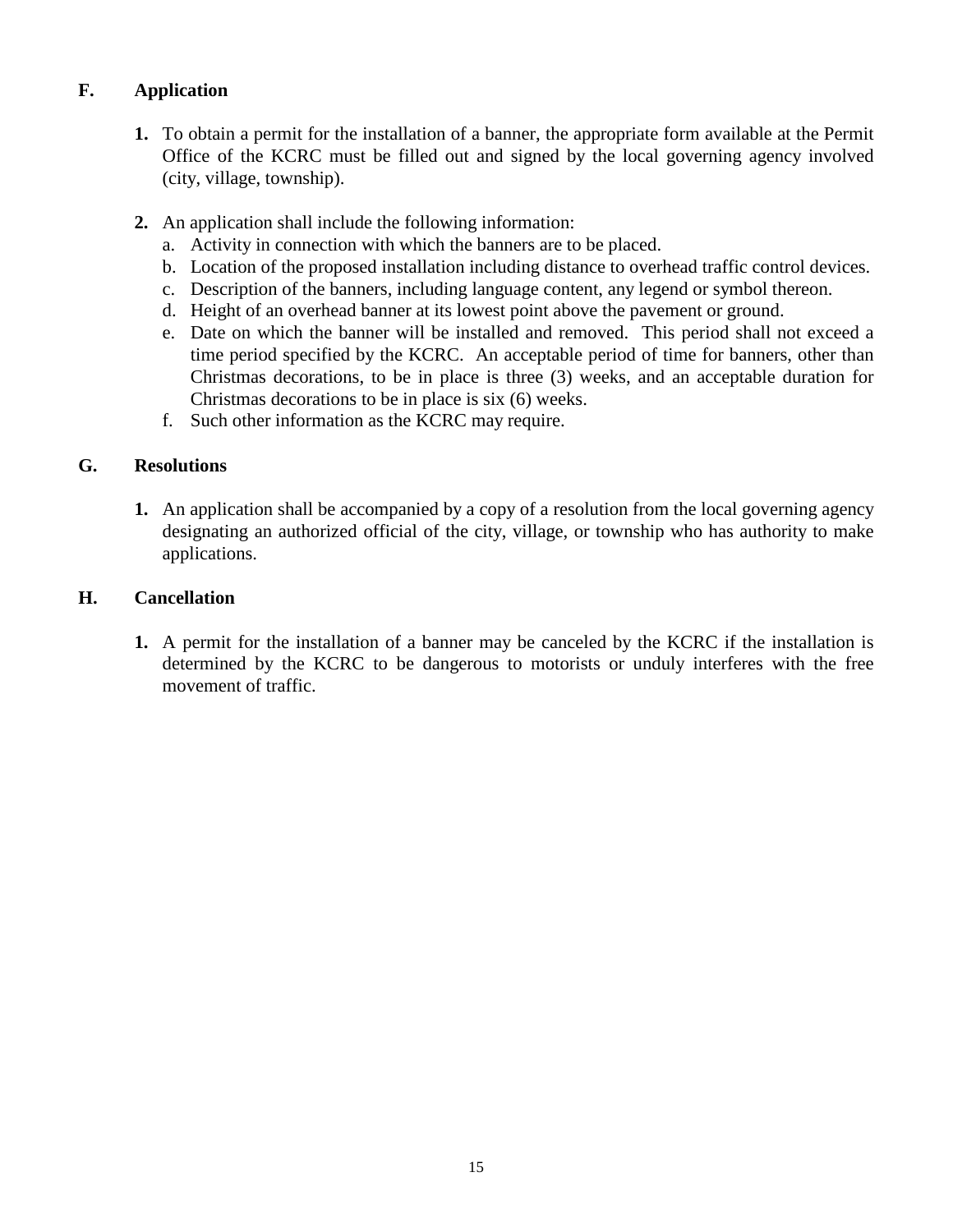## F. Application

1. To obtain a permit for the installation of a banner, the appropriate form available at the Permit Office of the KCRC must be filled out and signed by the local governing agency involved (city, village, township).

2. An application shall include the following information:
   a. Activity in connection with which the banners are to be placed.
   b. Location of the proposed installation including distance to overhead traffic control devices.
   c. Description of the banners, including language content, any legend or symbol thereon.
   d. Height of an overhead banner at its lowest point above the pavement or ground.
   e. Date on which the banner will be installed and removed. This period shall not exceed a time period specified by the KCRC. An acceptable period of time for banners, other than Christmas decorations, to be in place is three (3) weeks, and an acceptable duration for Christmas decorations to be in place is six (6) weeks.
   f. Such other information as the KCRC may require.

## G. Resolutions

1. An application shall be accompanied by a copy of a resolution from the local governing agency designating an authorized official of the city, village, or township who has authority to make applications.

## H. Cancellation

1. A permit for the installation of a banner may be canceled by the KCRC if the installation is determined by the KCRC to be dangerous to motorists or unduly interferes with the free movement of traffic.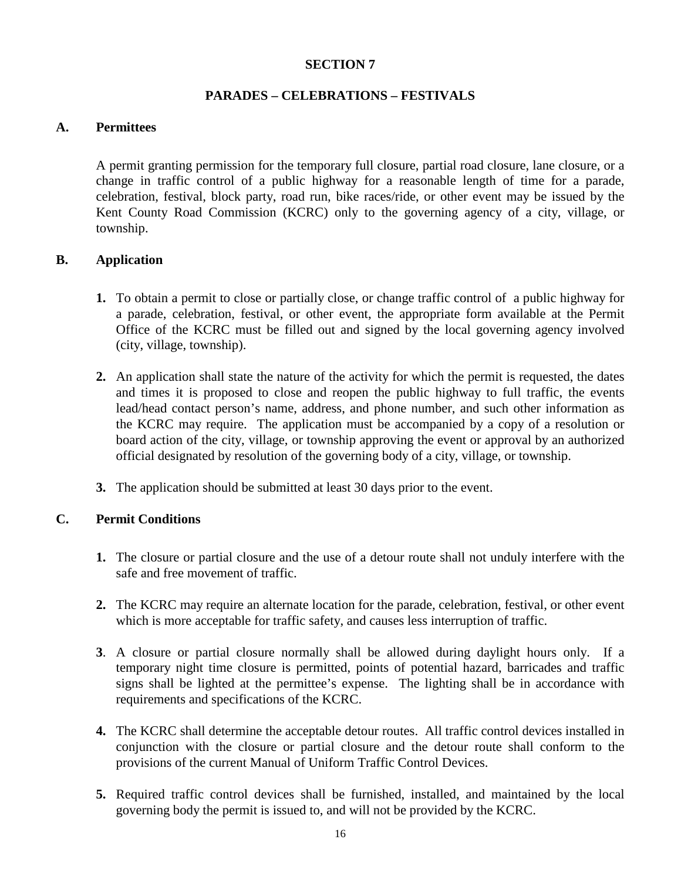# SECTION 7

## PARADES – CELEBRATIONS – FESTIVALS

### A. Permittees

A permit granting permission for the temporary full closure, partial road closure, lane closure, or a change in traffic control of a public highway for a reasonable length of time for a parade, celebration, festival, block party, road run, bike races/ride, or other event may be issued by the Kent County Road Commission (KCRC) only to the governing agency of a city, village, or township.

### B. Application

1. To obtain a permit to close or partially close, or change traffic control of a public highway for a parade, celebration, festival, or other event, the appropriate form available at the Permit Office of the KCRC must be filled out and signed by the local governing agency involved (city, village, township).

2. An application shall state the nature of the activity for which the permit is requested, the dates and times it is proposed to close and reopen the public highway to full traffic, the events lead/head contact person's name, address, and phone number, and such other information as the KCRC may require. The application must be accompanied by a copy of a resolution or board action of the city, village, or township approving the event or approval by an authorized official designated by resolution of the governing body of a city, village, or township.

3. The application should be submitted at least 30 days prior to the event.

### C. Permit Conditions

1. The closure or partial closure and the use of a detour route shall not unduly interfere with the safe and free movement of traffic.

2. The KCRC may require an alternate location for the parade, celebration, festival, or other event which is more acceptable for traffic safety, and causes less interruption of traffic.

3. A closure or partial closure normally shall be allowed during daylight hours only. If a temporary night time closure is permitted, points of potential hazard, barricades and traffic signs shall be lighted at the permittee's expense. The lighting shall be in accordance with requirements and specifications of the KCRC.

4. The KCRC shall determine the acceptable detour routes. All traffic control devices installed in conjunction with the closure or partial closure and the detour route shall conform to the provisions of the current Manual of Uniform Traffic Control Devices.

5. Required traffic control devices shall be furnished, installed, and maintained by the local governing body the permit is issued to, and will not be provided by the KCRC.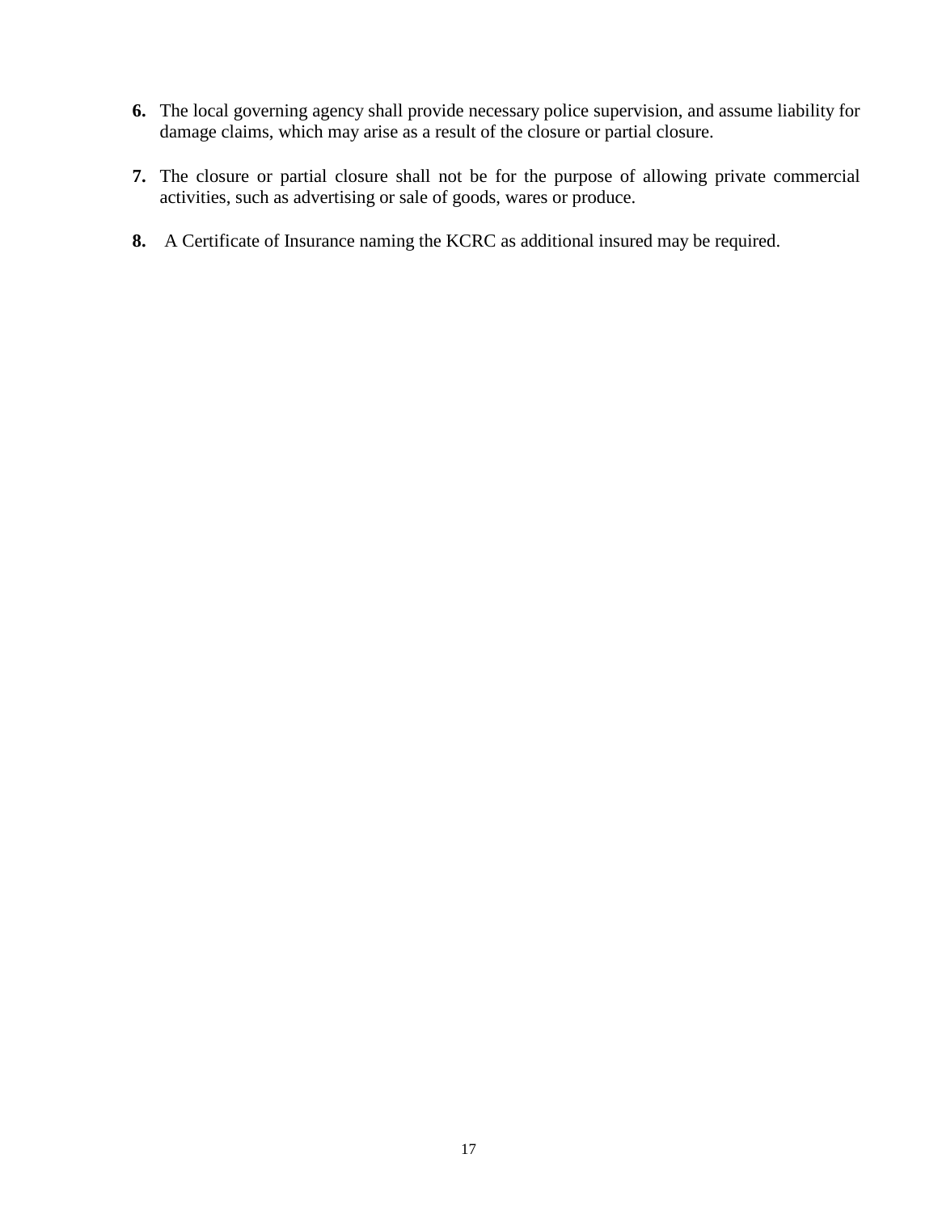**6.** The local governing agency shall provide necessary police supervision, and assume liability for damage claims, which may arise as a result of the closure or partial closure.

**7.** The closure or partial closure shall not be for the purpose of allowing private commercial activities, such as advertising or sale of goods, wares or produce.

**8.** A Certificate of Insurance naming the KCRC as additional insured may be required.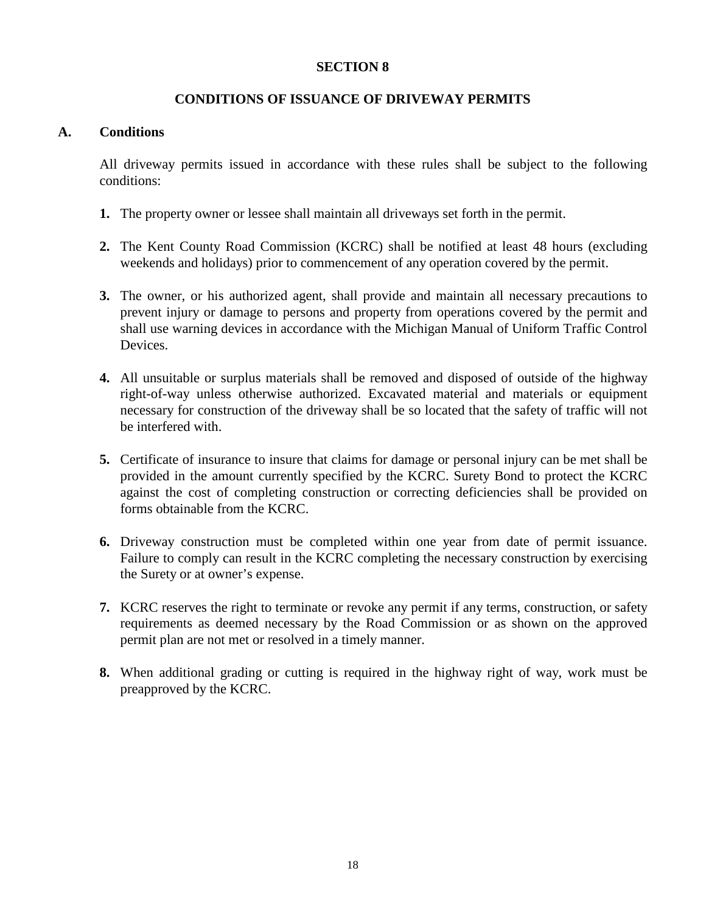# SECTION 8

## CONDITIONS OF ISSUANCE OF DRIVEWAY PERMITS

### A. Conditions

All driveway permits issued in accordance with these rules shall be subject to the following conditions:

1. The property owner or lessee shall maintain all driveways set forth in the permit.

2. The Kent County Road Commission (KCRC) shall be notified at least 48 hours (excluding weekends and holidays) prior to commencement of any operation covered by the permit.

3. The owner, or his authorized agent, shall provide and maintain all necessary precautions to prevent injury or damage to persons and property from operations covered by the permit and shall use warning devices in accordance with the Michigan Manual of Uniform Traffic Control Devices.

4. All unsuitable or surplus materials shall be removed and disposed of outside of the highway right-of-way unless otherwise authorized. Excavated material and materials or equipment necessary for construction of the driveway shall be so located that the safety of traffic will not be interfered with.

5. Certificate of insurance to insure that claims for damage or personal injury can be met shall be provided in the amount currently specified by the KCRC. Surety Bond to protect the KCRC against the cost of completing construction or correcting deficiencies shall be provided on forms obtainable from the KCRC.

6. Driveway construction must be completed within one year from date of permit issuance. Failure to comply can result in the KCRC completing the necessary construction by exercising the Surety or at owner's expense.

7. KCRC reserves the right to terminate or revoke any permit if any terms, construction, or safety requirements as deemed necessary by the Road Commission or as shown on the approved permit plan are not met or resolved in a timely manner.

8. When additional grading or cutting is required in the highway right of way, work must be preapproved by the KCRC.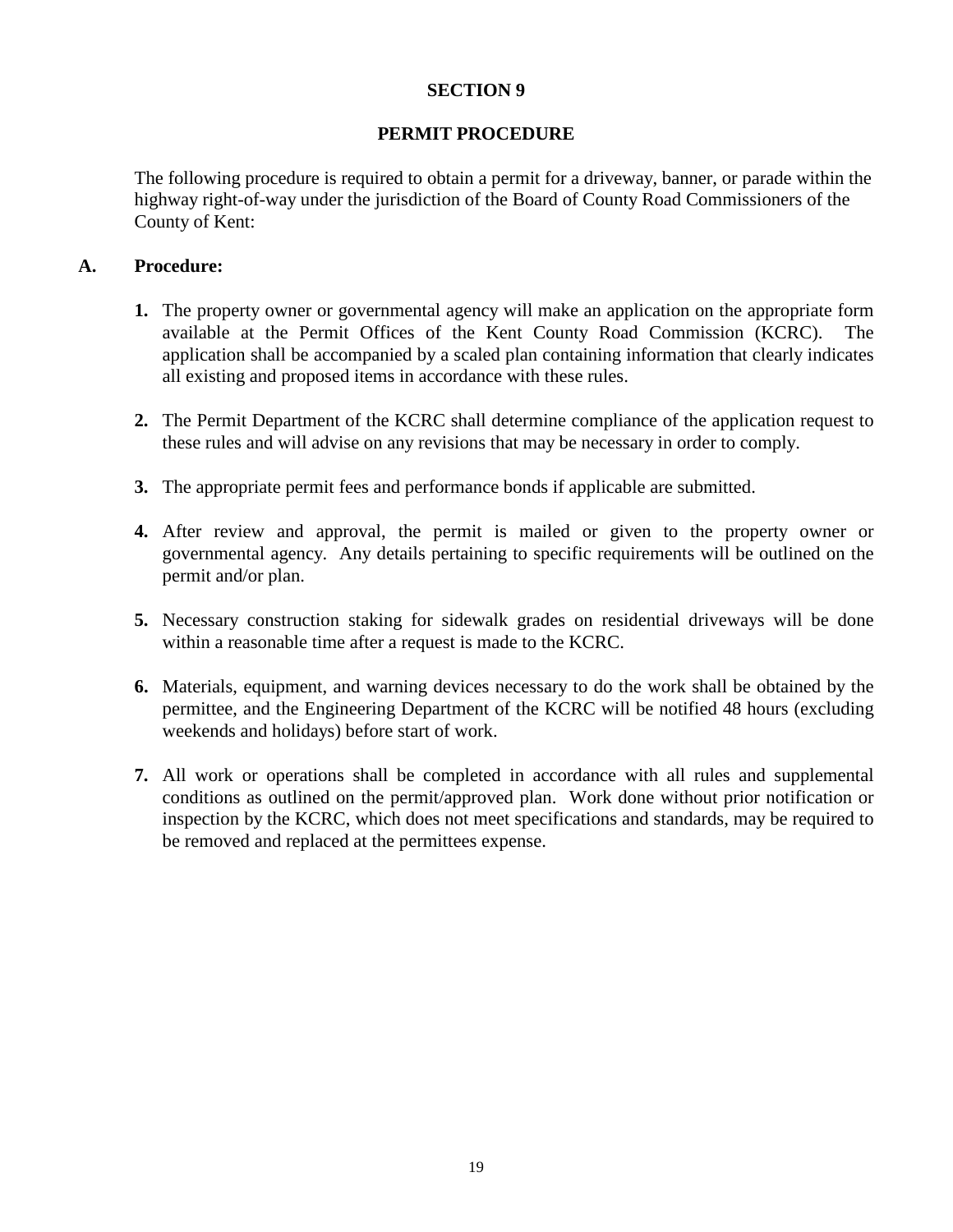# SECTION 9

## PERMIT PROCEDURE

The following procedure is required to obtain a permit for a driveway, banner, or parade within the highway right-of-way under the jurisdiction of the Board of County Road Commissioners of the County of Kent:

### A. Procedure:

**1.** The property owner or governmental agency will make an application on the appropriate form available at the Permit Offices of the Kent County Road Commission (KCRC). The application shall be accompanied by a scaled plan containing information that clearly indicates all existing and proposed items in accordance with these rules.

**2.** The Permit Department of the KCRC shall determine compliance of the application request to these rules and will advise on any revisions that may be necessary in order to comply.

**3.** The appropriate permit fees and performance bonds if applicable are submitted.

**4.** After review and approval, the permit is mailed or given to the property owner or governmental agency. Any details pertaining to specific requirements will be outlined on the permit and/or plan.

**5.** Necessary construction staking for sidewalk grades on residential driveways will be done within a reasonable time after a request is made to the KCRC.

**6.** Materials, equipment, and warning devices necessary to do the work shall be obtained by the permittee, and the Engineering Department of the KCRC will be notified 48 hours (excluding weekends and holidays) before start of work.

**7.** All work or operations shall be completed in accordance with all rules and supplemental conditions as outlined on the permit/approved plan. Work done without prior notification or inspection by the KCRC, which does not meet specifications and standards, may be required to be removed and replaced at the permittees expense.